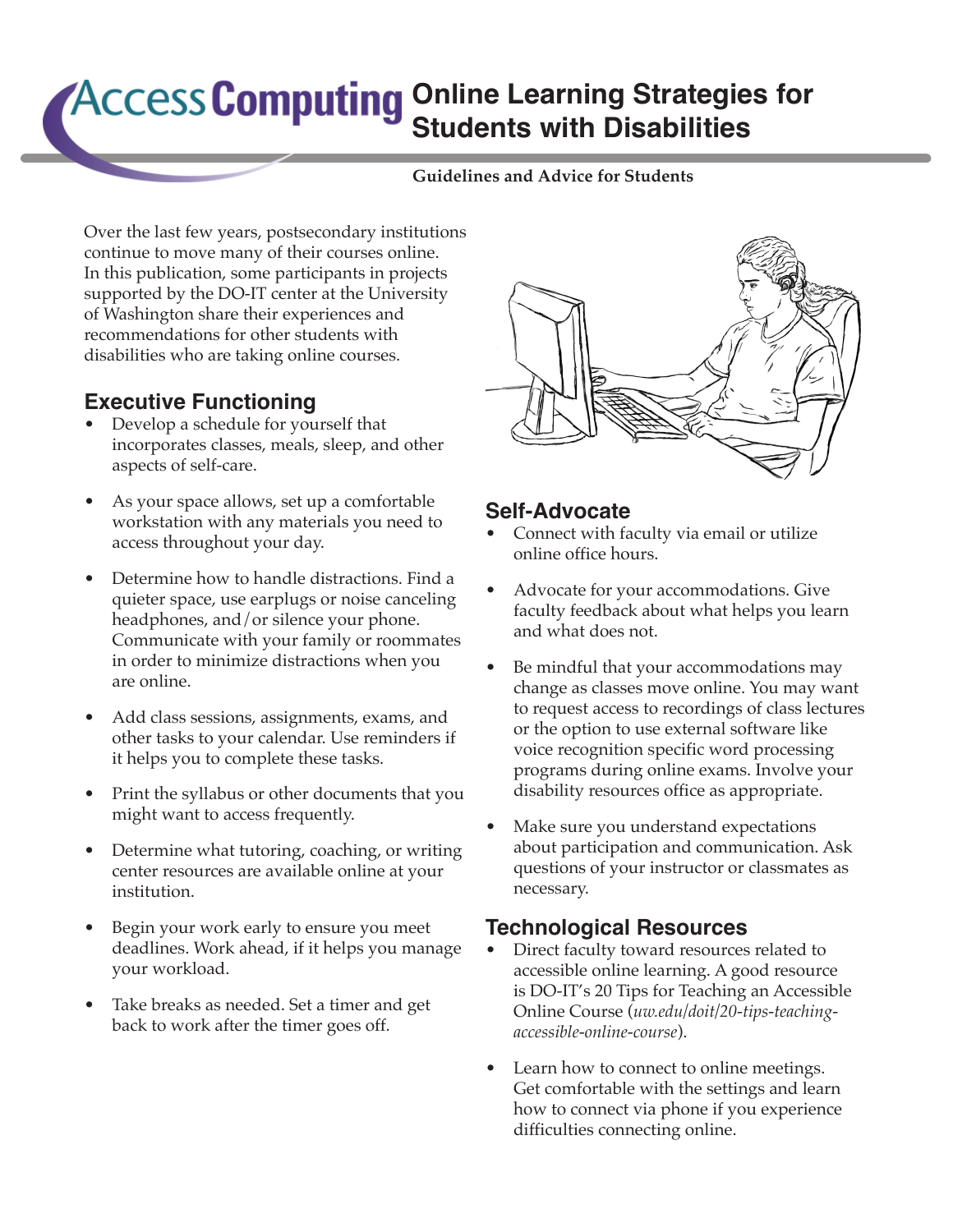# AccessComputing Online Learning Strategies for Students with Disabilities

**Guidelines and Advice for Students**

Over the last few years, postsecondary institutions continue to move many of their courses online. In this publication, some participants in projects supported by the DO-IT center at the University of Washington share their experiences and recommendations for other students with disabilities who are taking online courses.

## Executive Functioning

- Develop a schedule for yourself that incorporates classes, meals, sleep, and other aspects of self-care.
- As your space allows, set up a comfortable workstation with any materials you need to access throughout your day.
- Determine how to handle distractions. Find a quieter space, use earplugs or noise canceling headphones, and/or silence your phone. Communicate with your family or roommates in order to minimize distractions when you are online.
- Add class sessions, assignments, exams, and other tasks to your calendar. Use reminders if it helps you to complete these tasks.
- Print the syllabus or other documents that you might want to access frequently.
- Determine what tutoring, coaching, or writing center resources are available online at your institution.
- Begin your work early to ensure you meet deadlines. Work ahead, if it helps you manage your workload.
- Take breaks as needed. Set a timer and get back to work after the timer goes off.

## Self-Advocate

- Connect with faculty via email or utilize online office hours.
- Advocate for your accommodations. Give faculty feedback about what helps you learn and what does not.
- Be mindful that your accommodations may change as classes move online. You may want to request access to recordings of class lectures or the option to use external software like voice recognition specific word processing programs during online exams. Involve your disability resources office as appropriate.
- Make sure you understand expectations about participation and communication. Ask questions of your instructor or classmates as necessary.

## Technological Resources

- Direct faculty toward resources related to accessible online learning. A good resource is DO-IT's 20 Tips for Teaching an Accessible Online Course (*uw.edu/doit/20-tips-teaching-accessible-online-course*).
- Learn how to connect to online meetings. Get comfortable with the settings and learn how to connect via phone if you experience difficulties connecting online.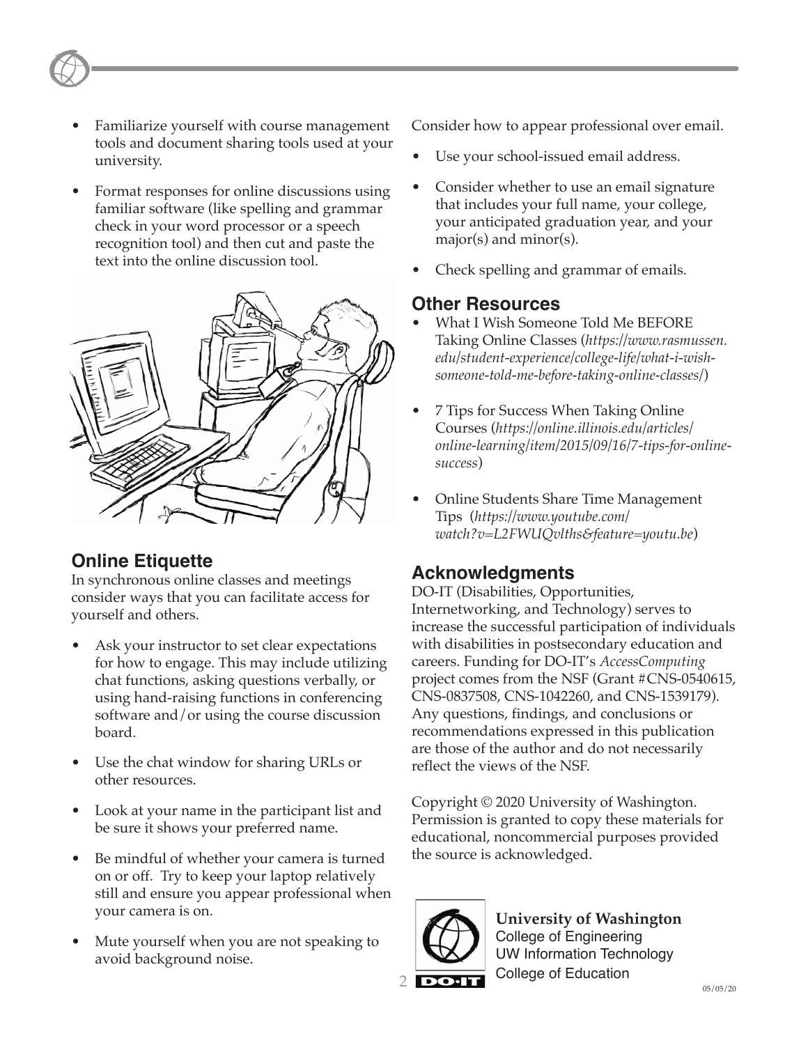- Familiarize yourself with course management tools and document sharing tools used at your university.
- Format responses for online discussions using familiar software (like spelling and grammar check in your word processor or a speech recognition tool) and then cut and paste the text into the online discussion tool.

## Online Etiquette

In synchronous online classes and meetings consider ways that you can facilitate access for yourself and others.

- Ask your instructor to set clear expectations for how to engage. This may include utilizing chat functions, asking questions verbally, or using hand-raising functions in conferencing software and/or using the course discussion board.
- Use the chat window for sharing URLs or other resources.
- Look at your name in the participant list and be sure it shows your preferred name.
- Be mindful of whether your camera is turned on or off. Try to keep your laptop relatively still and ensure you appear professional when your camera is on.
- Mute yourself when you are not speaking to avoid background noise.

Consider how to appear professional over email.

- Use your school-issued email address.
- Consider whether to use an email signature that includes your full name, your college, your anticipated graduation year, and your major(s) and minor(s).
- Check spelling and grammar of emails.

## Other Resources

- What I Wish Someone Told Me BEFORE Taking Online Classes (*https://www.rasmussen.edu/student-experience/college-life/what-i-wish-someone-told-me-before-taking-online-classes/*)
- 7 Tips for Success When Taking Online Courses (*https://online.illinois.edu/articles/online-learning/item/2015/09/16/7-tips-for-online-success*)
- Online Students Share Time Management Tips (*https://www.youtube.com/watch?v=L2FWUQvlths&feature=youtu.be*)

## Acknowledgments

DO-IT (Disabilities, Opportunities, Internetworking, and Technology) serves to increase the successful participation of individuals with disabilities in postsecondary education and careers. Funding for DO-IT's *AccessComputing* project comes from the NSF (Grant #CNS-0540615, CNS-0837508, CNS-1042260, and CNS-1539179). Any questions, findings, and conclusions or recommendations expressed in this publication are those of the author and do not necessarily reflect the views of the NSF.

Copyright © 2020 University of Washington. Permission is granted to copy these materials for educational, noncommercial purposes provided the source is acknowledged.

**University of Washington**
College of Engineering
UW Information Technology
College of Education

05/05/20